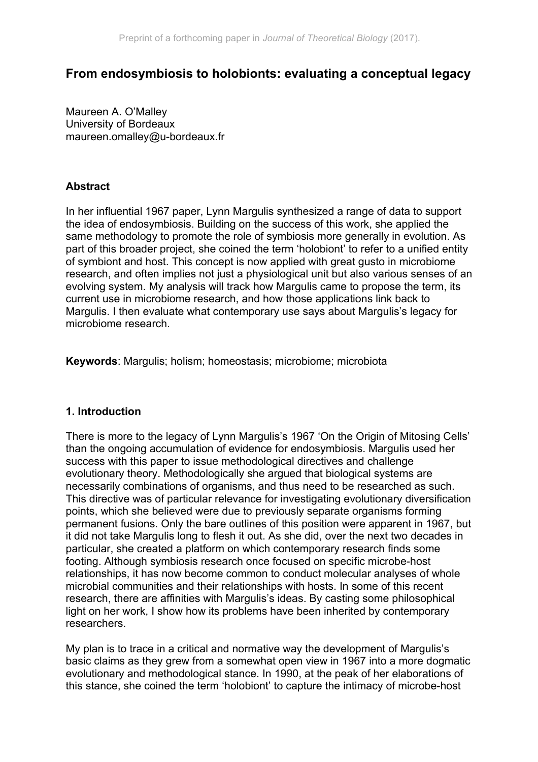Preprint of a forthcoming paper in *Journal of Theoretical Biology* (2017).

# From endosymbiosis to holobionts: evaluating a conceptual legacy

Maureen A. O'Malley
University of Bordeaux
maureen.omalley@u-bordeaux.fr

## Abstract

In her influential 1967 paper, Lynn Margulis synthesized a range of data to support the idea of endosymbiosis. Building on the success of this work, she applied the same methodology to promote the role of symbiosis more generally in evolution. As part of this broader project, she coined the term 'holobiont' to refer to a unified entity of symbiont and host. This concept is now applied with great gusto in microbiome research, and often implies not just a physiological unit but also various senses of an evolving system. My analysis will track how Margulis came to propose the term, its current use in microbiome research, and how those applications link back to Margulis. I then evaluate what contemporary use says about Margulis's legacy for microbiome research.

**Keywords**: Margulis; holism; homeostasis; microbiome; microbiota

## 1. Introduction

There is more to the legacy of Lynn Margulis's 1967 'On the Origin of Mitosing Cells' than the ongoing accumulation of evidence for endosymbiosis. Margulis used her success with this paper to issue methodological directives and challenge evolutionary theory. Methodologically she argued that biological systems are necessarily combinations of organisms, and thus need to be researched as such. This directive was of particular relevance for investigating evolutionary diversification points, which she believed were due to previously separate organisms forming permanent fusions. Only the bare outlines of this position were apparent in 1967, but it did not take Margulis long to flesh it out. As she did, over the next two decades in particular, she created a platform on which contemporary research finds some footing. Although symbiosis research once focused on specific microbe-host relationships, it has now become common to conduct molecular analyses of whole microbial communities and their relationships with hosts. In some of this recent research, there are affinities with Margulis's ideas. By casting some philosophical light on her work, I show how its problems have been inherited by contemporary researchers.

My plan is to trace in a critical and normative way the development of Margulis's basic claims as they grew from a somewhat open view in 1967 into a more dogmatic evolutionary and methodological stance. In 1990, at the peak of her elaborations of this stance, she coined the term 'holobiont' to capture the intimacy of microbe-host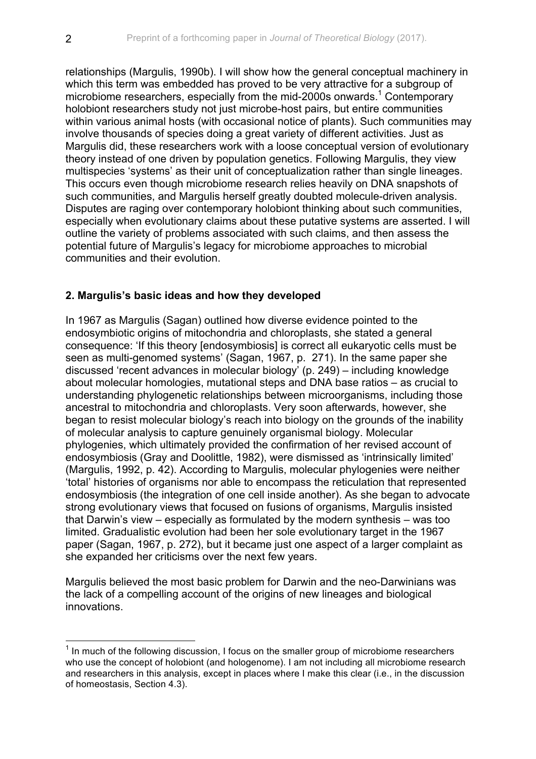relationships (Margulis, 1990b). I will show how the general conceptual machinery in which this term was embedded has proved to be very attractive for a subgroup of microbiome researchers, especially from the mid-2000s onwards.[1] Contemporary holobiont researchers study not just microbe-host pairs, but entire communities within various animal hosts (with occasional notice of plants). Such communities may involve thousands of species doing a great variety of different activities. Just as Margulis did, these researchers work with a loose conceptual version of evolutionary theory instead of one driven by population genetics. Following Margulis, they view multispecies 'systems' as their unit of conceptualization rather than single lineages. This occurs even though microbiome research relies heavily on DNA snapshots of such communities, and Margulis herself greatly doubted molecule-driven analysis. Disputes are raging over contemporary holobiont thinking about such communities, especially when evolutionary claims about these putative systems are asserted. I will outline the variety of problems associated with such claims, and then assess the potential future of Margulis's legacy for microbiome approaches to microbial communities and their evolution.

## 2. Margulis's basic ideas and how they developed

In 1967 as Margulis (Sagan) outlined how diverse evidence pointed to the endosymbiotic origins of mitochondria and chloroplasts, she stated a general consequence: 'If this theory [endosymbiosis] is correct all eukaryotic cells must be seen as multi-genomed systems' (Sagan, 1967, p. 271). In the same paper she discussed 'recent advances in molecular biology' (p. 249) – including knowledge about molecular homologies, mutational steps and DNA base ratios – as crucial to understanding phylogenetic relationships between microorganisms, including those ancestral to mitochondria and chloroplasts. Very soon afterwards, however, she began to resist molecular biology's reach into biology on the grounds of the inability of molecular analysis to capture genuinely organismal biology. Molecular phylogenies, which ultimately provided the confirmation of her revised account of endosymbiosis (Gray and Doolittle, 1982), were dismissed as 'intrinsically limited' (Margulis, 1992, p. 42). According to Margulis, molecular phylogenies were neither 'total' histories of organisms nor able to encompass the reticulation that represented endosymbiosis (the integration of one cell inside another). As she began to advocate strong evolutionary views that focused on fusions of organisms, Margulis insisted that Darwin's view – especially as formulated by the modern synthesis – was too limited. Gradualistic evolution had been her sole evolutionary target in the 1967 paper (Sagan, 1967, p. 272), but it became just one aspect of a larger complaint as she expanded her criticisms over the next few years.

Margulis believed the most basic problem for Darwin and the neo-Darwinians was the lack of a compelling account of the origins of new lineages and biological innovations.

[1] In much of the following discussion, I focus on the smaller group of microbiome researchers who use the concept of holobiont (and hologenome). I am not including all microbiome research and researchers in this analysis, except in places where I make this clear (i.e., in the discussion of homeostasis, Section 4.3).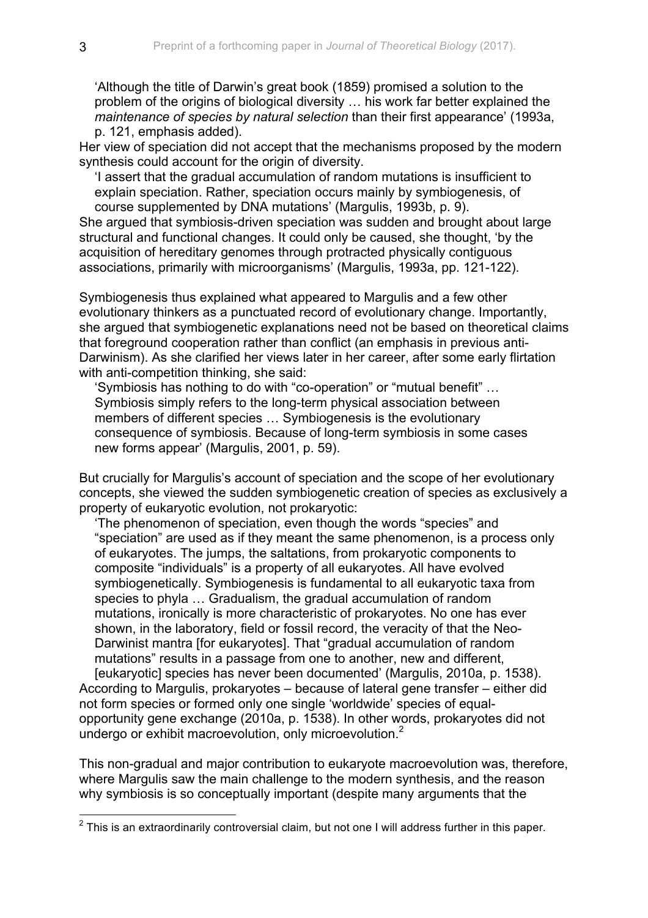'Although the title of Darwin's great book (1859) promised a solution to the problem of the origins of biological diversity … his work far better explained the *maintenance of species by natural selection* than their first appearance' (1993a, p. 121, emphasis added).

Her view of speciation did not accept that the mechanisms proposed by the modern synthesis could account for the origin of diversity.

'I assert that the gradual accumulation of random mutations is insufficient to explain speciation. Rather, speciation occurs mainly by symbiogenesis, of course supplemented by DNA mutations' (Margulis, 1993b, p. 9).

She argued that symbiosis-driven speciation was sudden and brought about large structural and functional changes. It could only be caused, she thought, 'by the acquisition of hereditary genomes through protracted physically contiguous associations, primarily with microorganisms' (Margulis, 1993a, pp. 121-122).

Symbiogenesis thus explained what appeared to Margulis and a few other evolutionary thinkers as a punctuated record of evolutionary change. Importantly, she argued that symbiogenetic explanations need not be based on theoretical claims that foreground cooperation rather than conflict (an emphasis in previous anti-Darwinism). As she clarified her views later in her career, after some early flirtation with anti-competition thinking, she said:

'Symbiosis has nothing to do with "co-operation" or "mutual benefit" … Symbiosis simply refers to the long-term physical association between members of different species … Symbiogenesis is the evolutionary consequence of symbiosis. Because of long-term symbiosis in some cases new forms appear' (Margulis, 2001, p. 59).

But crucially for Margulis's account of speciation and the scope of her evolutionary concepts, she viewed the sudden symbiogenetic creation of species as exclusively a property of eukaryotic evolution, not prokaryotic:

'The phenomenon of speciation, even though the words "species" and "speciation" are used as if they meant the same phenomenon, is a process only of eukaryotes. The jumps, the saltations, from prokaryotic components to composite "individuals" is a property of all eukaryotes. All have evolved symbiogenetically. Symbiogenesis is fundamental to all eukaryotic taxa from species to phyla … Gradualism, the gradual accumulation of random mutations, ironically is more characteristic of prokaryotes. No one has ever shown, in the laboratory, field or fossil record, the veracity of that the Neo-Darwinist mantra [for eukaryotes]. That "gradual accumulation of random mutations" results in a passage from one to another, new and different, [eukaryotic] species has never been documented' (Margulis, 2010a, p. 1538).

According to Margulis, prokaryotes – because of lateral gene transfer – either did not form species or formed only one single 'worldwide' species of equal-opportunity gene exchange (2010a, p. 1538). In other words, prokaryotes did not undergo or exhibit macroevolution, only microevolution.[2]

This non-gradual and major contribution to eukaryote macroevolution was, therefore, where Margulis saw the main challenge to the modern synthesis, and the reason why symbiosis is so conceptually important (despite many arguments that the

[2] This is an extraordinarily controversial claim, but not one I will address further in this paper.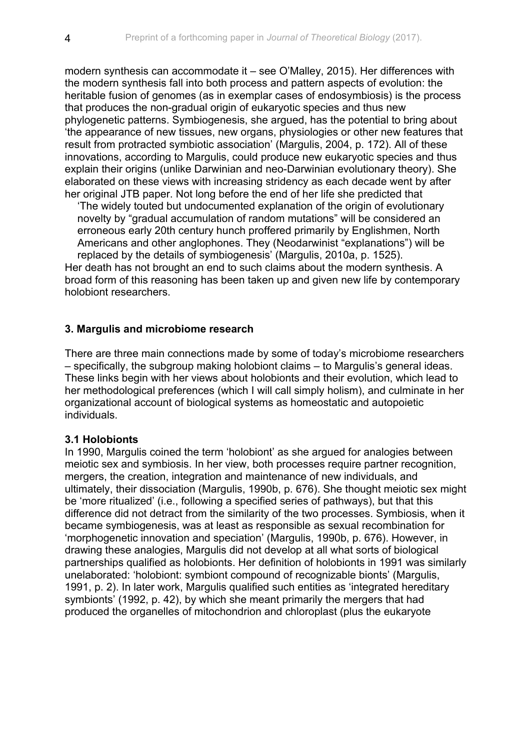modern synthesis can accommodate it – see O'Malley, 2015). Her differences with the modern synthesis fall into both process and pattern aspects of evolution: the heritable fusion of genomes (as in exemplar cases of endosymbiosis) is the process that produces the non-gradual origin of eukaryotic species and thus new phylogenetic patterns. Symbiogenesis, she argued, has the potential to bring about 'the appearance of new tissues, new organs, physiologies or other new features that result from protracted symbiotic association' (Margulis, 2004, p. 172). All of these innovations, according to Margulis, could produce new eukaryotic species and thus explain their origins (unlike Darwinian and neo-Darwinian evolutionary theory). She elaborated on these views with increasing stridency as each decade went by after her original JTB paper. Not long before the end of her life she predicted that

> 'The widely touted but undocumented explanation of the origin of evolutionary novelty by "gradual accumulation of random mutations" will be considered an erroneous early 20th century hunch proffered primarily by Englishmen, North Americans and other anglophones. They (Neodarwinist "explanations") will be replaced by the details of symbiogenesis' (Margulis, 2010a, p. 1525).

Her death has not brought an end to such claims about the modern synthesis. A broad form of this reasoning has been taken up and given new life by contemporary holobiont researchers.

## 3. Margulis and microbiome research

There are three main connections made by some of today's microbiome researchers – specifically, the subgroup making holobiont claims – to Margulis's general ideas. These links begin with her views about holobionts and their evolution, which lead to her methodological preferences (which I will call simply holism), and culminate in her organizational account of biological systems as homeostatic and autopoietic individuals.

### 3.1 Holobionts

In 1990, Margulis coined the term 'holobiont' as she argued for analogies between meiotic sex and symbiosis. In her view, both processes require partner recognition, mergers, the creation, integration and maintenance of new individuals, and ultimately, their dissociation (Margulis, 1990b, p. 676). She thought meiotic sex might be 'more ritualized' (i.e., following a specified series of pathways), but that this difference did not detract from the similarity of the two processes. Symbiosis, when it became symbiogenesis, was at least as responsible as sexual recombination for 'morphogenetic innovation and speciation' (Margulis, 1990b, p. 676). However, in drawing these analogies, Margulis did not develop at all what sorts of biological partnerships qualified as holobionts. Her definition of holobionts in 1991 was similarly unelaborated: 'holobiont: symbiont compound of recognizable bionts' (Margulis, 1991, p. 2). In later work, Margulis qualified such entities as 'integrated hereditary symbionts' (1992, p. 42), by which she meant primarily the mergers that had produced the organelles of mitochondrion and chloroplast (plus the eukaryote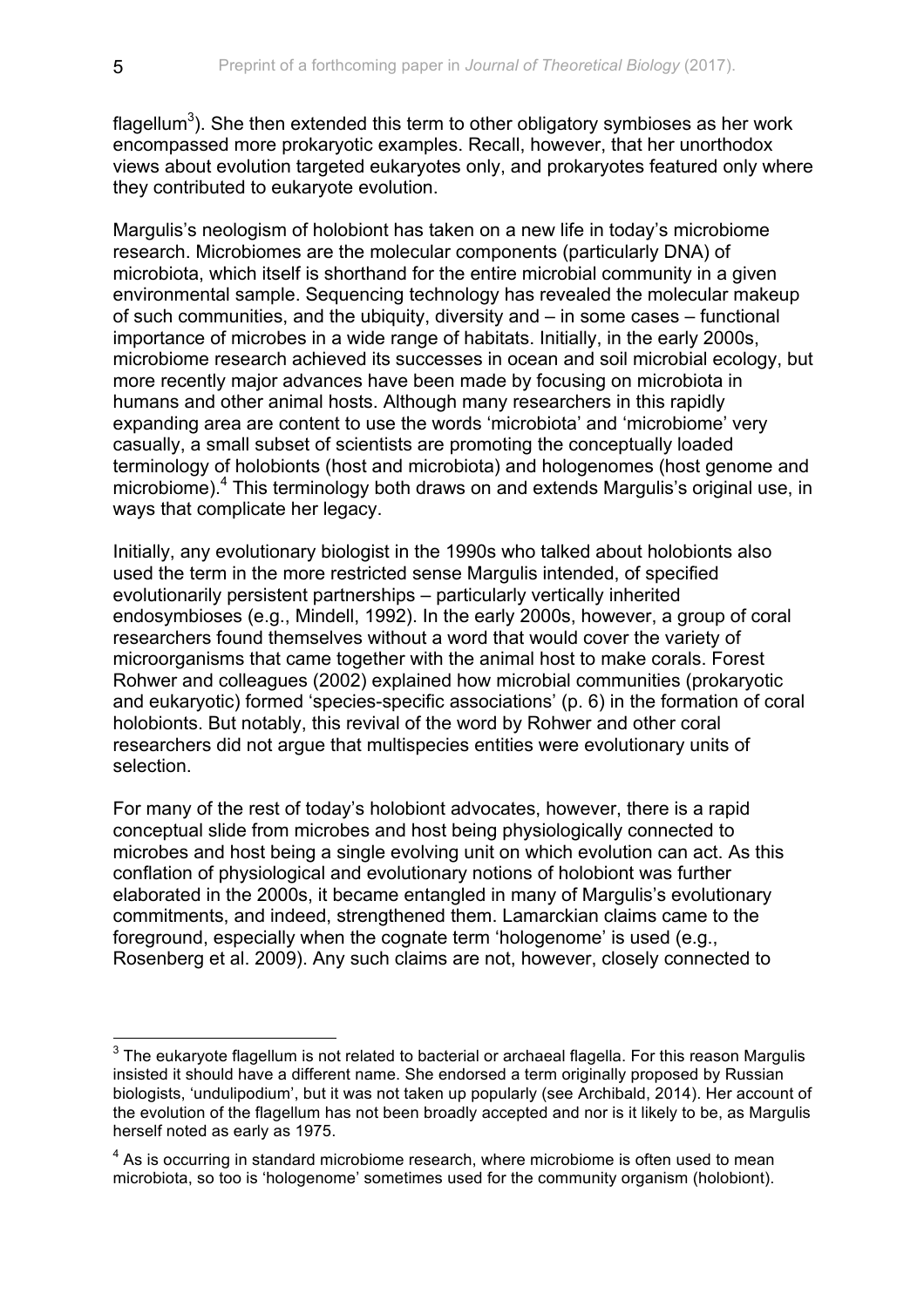flagellum[3]). She then extended this term to other obligatory symbioses as her work encompassed more prokaryotic examples. Recall, however, that her unorthodox views about evolution targeted eukaryotes only, and prokaryotes featured only where they contributed to eukaryote evolution.

Margulis's neologism of holobiont has taken on a new life in today's microbiome research. Microbiomes are the molecular components (particularly DNA) of microbiota, which itself is shorthand for the entire microbial community in a given environmental sample. Sequencing technology has revealed the molecular makeup of such communities, and the ubiquity, diversity and – in some cases – functional importance of microbes in a wide range of habitats. Initially, in the early 2000s, microbiome research achieved its successes in ocean and soil microbial ecology, but more recently major advances have been made by focusing on microbiota in humans and other animal hosts. Although many researchers in this rapidly expanding area are content to use the words 'microbiota' and 'microbiome' very casually, a small subset of scientists are promoting the conceptually loaded terminology of holobionts (host and microbiota) and hologenomes (host genome and microbiome).[4] This terminology both draws on and extends Margulis's original use, in ways that complicate her legacy.

Initially, any evolutionary biologist in the 1990s who talked about holobionts also used the term in the more restricted sense Margulis intended, of specified evolutionarily persistent partnerships – particularly vertically inherited endosymbioses (e.g., Mindell, 1992). In the early 2000s, however, a group of coral researchers found themselves without a word that would cover the variety of microorganisms that came together with the animal host to make corals. Forest Rohwer and colleagues (2002) explained how microbial communities (prokaryotic and eukaryotic) formed 'species-specific associations' (p. 6) in the formation of coral holobionts. But notably, this revival of the word by Rohwer and other coral researchers did not argue that multispecies entities were evolutionary units of selection.

For many of the rest of today's holobiont advocates, however, there is a rapid conceptual slide from microbes and host being physiologically connected to microbes and host being a single evolving unit on which evolution can act. As this conflation of physiological and evolutionary notions of holobiont was further elaborated in the 2000s, it became entangled in many of Margulis's evolutionary commitments, and indeed, strengthened them. Lamarckian claims came to the foreground, especially when the cognate term 'hologenome' is used (e.g., Rosenberg et al. 2009). Any such claims are not, however, closely connected to

---

[3] The eukaryote flagellum is not related to bacterial or archaeal flagella. For this reason Margulis insisted it should have a different name. She endorsed a term originally proposed by Russian biologists, 'undulipodium', but it was not taken up popularly (see Archibald, 2014). Her account of the evolution of the flagellum has not been broadly accepted and nor is it likely to be, as Margulis herself noted as early as 1975.

[4] As is occurring in standard microbiome research, where microbiome is often used to mean microbiota, so too is 'hologenome' sometimes used for the community organism (holobiont).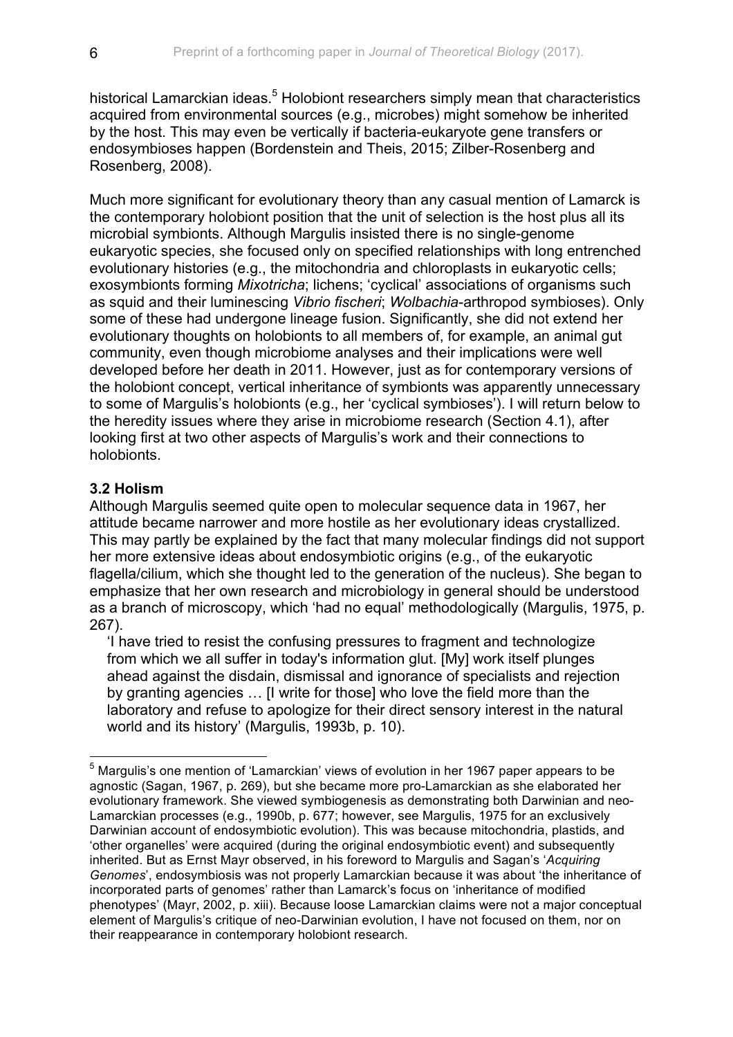historical Lamarckian ideas.[5] Holobiont researchers simply mean that characteristics acquired from environmental sources (e.g., microbes) might somehow be inherited by the host. This may even be vertically if bacteria-eukaryote gene transfers or endosymbioses happen (Bordenstein and Theis, 2015; Zilber-Rosenberg and Rosenberg, 2008).

Much more significant for evolutionary theory than any casual mention of Lamarck is the contemporary holobiont position that the unit of selection is the host plus all its microbial symbionts. Although Margulis insisted there is no single-genome eukaryotic species, she focused only on specified relationships with long entrenched evolutionary histories (e.g., the mitochondria and chloroplasts in eukaryotic cells; exosymbionts forming *Mixotricha*; lichens; 'cyclical' associations of organisms such as squid and their luminescing *Vibrio fischeri*; *Wolbachia*-arthropod symbioses). Only some of these had undergone lineage fusion. Significantly, she did not extend her evolutionary thoughts on holobionts to all members of, for example, an animal gut community, even though microbiome analyses and their implications were well developed before her death in 2011. However, just as for contemporary versions of the holobiont concept, vertical inheritance of symbionts was apparently unnecessary to some of Margulis's holobionts (e.g., her 'cyclical symbioses'). I will return below to the heredity issues where they arise in microbiome research (Section 4.1), after looking first at two other aspects of Margulis's work and their connections to holobionts.

### 3.2 Holism

Although Margulis seemed quite open to molecular sequence data in 1967, her attitude became narrower and more hostile as her evolutionary ideas crystallized. This may partly be explained by the fact that many molecular findings did not support her more extensive ideas about endosymbiotic origins (e.g., of the eukaryotic flagella/cilium, which she thought led to the generation of the nucleus). She began to emphasize that her own research and microbiology in general should be understood as a branch of microscopy, which 'had no equal' methodologically (Margulis, 1975, p. 267).

> 'I have tried to resist the confusing pressures to fragment and technologize from which we all suffer in today's information glut. [My] work itself plunges ahead against the disdain, dismissal and ignorance of specialists and rejection by granting agencies … [I write for those] who love the field more than the laboratory and refuse to apologize for their direct sensory interest in the natural world and its history' (Margulis, 1993b, p. 10).

---

[5] Margulis's one mention of 'Lamarckian' views of evolution in her 1967 paper appears to be agnostic (Sagan, 1967, p. 269), but she became more pro-Lamarckian as she elaborated her evolutionary framework. She viewed symbiogenesis as demonstrating both Darwinian and neo-Lamarckian processes (e.g., 1990b, p. 677; however, see Margulis, 1975 for an exclusively Darwinian account of endosymbiotic evolution). This was because mitochondria, plastids, and 'other organelles' were acquired (during the original endosymbiotic event) and subsequently inherited. But as Ernst Mayr observed, in his foreword to Margulis and Sagan's '*Acquiring Genomes*', endosymbiosis was not properly Lamarckian because it was about 'the inheritance of incorporated parts of genomes' rather than Lamarck's focus on 'inheritance of modified phenotypes' (Mayr, 2002, p. xiii). Because loose Lamarckian claims were not a major conceptual element of Margulis's critique of neo-Darwinian evolution, I have not focused on them, nor on their reappearance in contemporary holobiont research.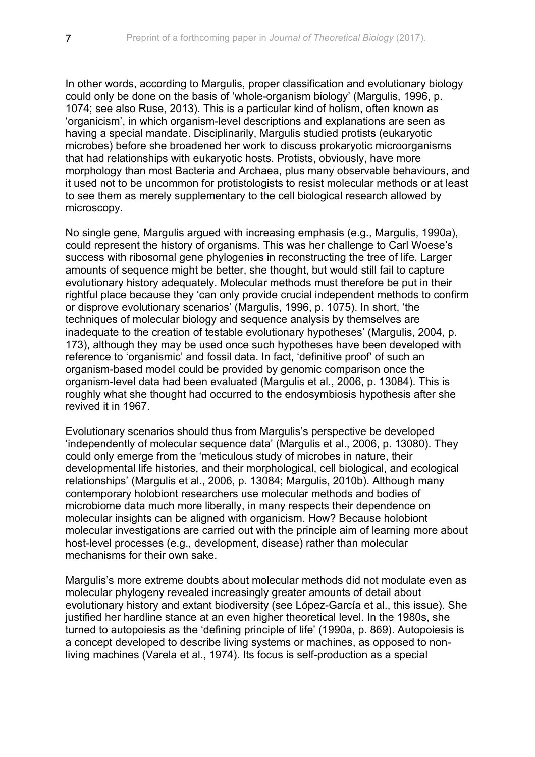In other words, according to Margulis, proper classification and evolutionary biology could only be done on the basis of 'whole-organism biology' (Margulis, 1996, p. 1074; see also Ruse, 2013). This is a particular kind of holism, often known as 'organicism', in which organism-level descriptions and explanations are seen as having a special mandate. Disciplinarily, Margulis studied protists (eukaryotic microbes) before she broadened her work to discuss prokaryotic microorganisms that had relationships with eukaryotic hosts. Protists, obviously, have more morphology than most Bacteria and Archaea, plus many observable behaviours, and it used not to be uncommon for protistologists to resist molecular methods or at least to see them as merely supplementary to the cell biological research allowed by microscopy.

No single gene, Margulis argued with increasing emphasis (e.g., Margulis, 1990a), could represent the history of organisms. This was her challenge to Carl Woese's success with ribosomal gene phylogenies in reconstructing the tree of life. Larger amounts of sequence might be better, she thought, but would still fail to capture evolutionary history adequately. Molecular methods must therefore be put in their rightful place because they 'can only provide crucial independent methods to confirm or disprove evolutionary scenarios' (Margulis, 1996, p. 1075). In short, 'the techniques of molecular biology and sequence analysis by themselves are inadequate to the creation of testable evolutionary hypotheses' (Margulis, 2004, p. 173), although they may be used once such hypotheses have been developed with reference to 'organismic' and fossil data. In fact, 'definitive proof' of such an organism-based model could be provided by genomic comparison once the organism-level data had been evaluated (Margulis et al., 2006, p. 13084). This is roughly what she thought had occurred to the endosymbiosis hypothesis after she revived it in 1967.

Evolutionary scenarios should thus from Margulis's perspective be developed 'independently of molecular sequence data' (Margulis et al., 2006, p. 13080). They could only emerge from the 'meticulous study of microbes in nature, their developmental life histories, and their morphological, cell biological, and ecological relationships' (Margulis et al., 2006, p. 13084; Margulis, 2010b). Although many contemporary holobiont researchers use molecular methods and bodies of microbiome data much more liberally, in many respects their dependence on molecular insights can be aligned with organicism. How? Because holobiont molecular investigations are carried out with the principle aim of learning more about host-level processes (e.g., development, disease) rather than molecular mechanisms for their own sake.

Margulis's more extreme doubts about molecular methods did not modulate even as molecular phylogeny revealed increasingly greater amounts of detail about evolutionary history and extant biodiversity (see López-García et al., this issue). She justified her hardline stance at an even higher theoretical level. In the 1980s, she turned to autopoiesis as the 'defining principle of life' (1990a, p. 869). Autopoiesis is a concept developed to describe living systems or machines, as opposed to non-living machines (Varela et al., 1974). Its focus is self-production as a special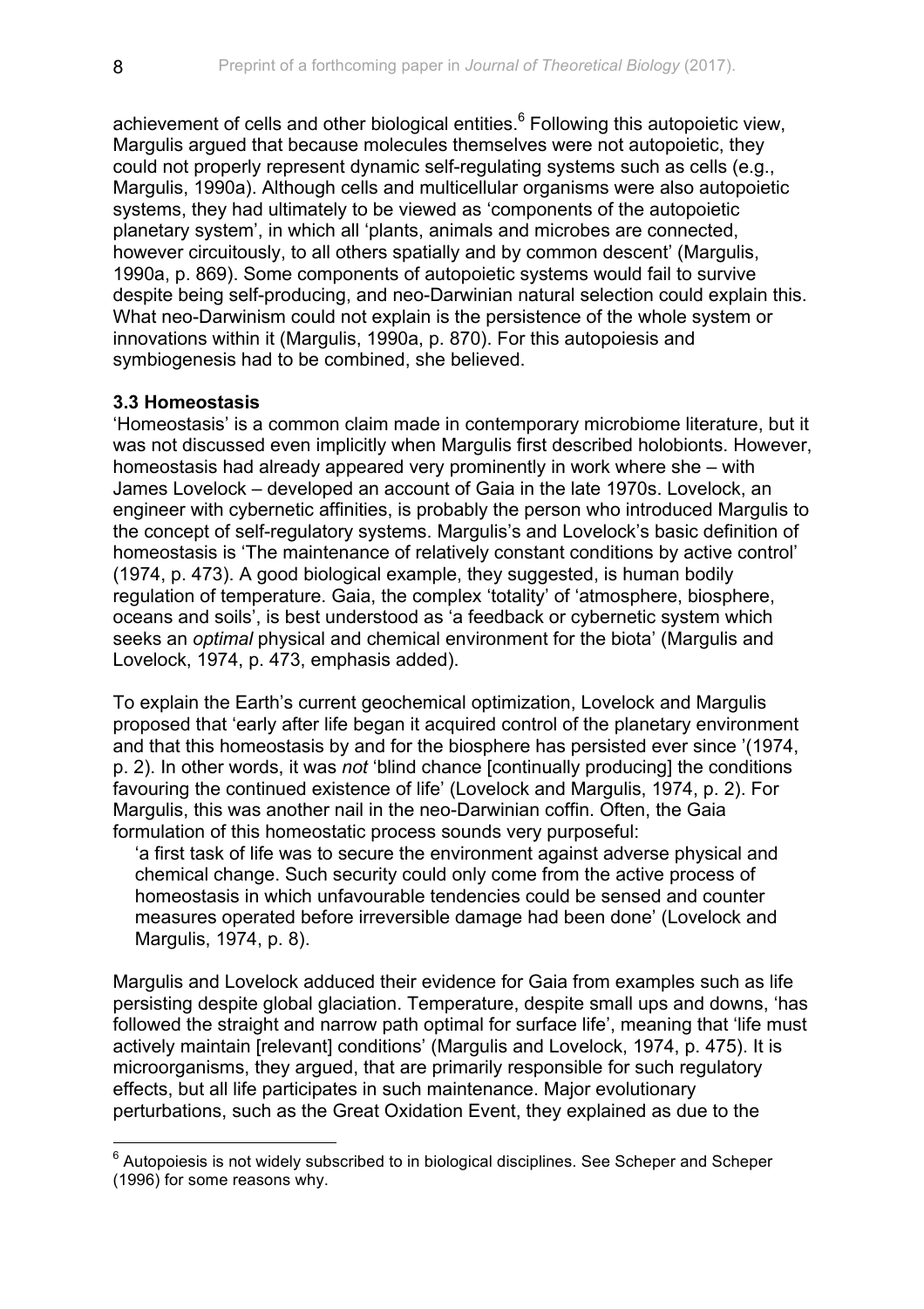achievement of cells and other biological entities.[6] Following this autopoietic view, Margulis argued that because molecules themselves were not autopoietic, they could not properly represent dynamic self-regulating systems such as cells (e.g., Margulis, 1990a). Although cells and multicellular organisms were also autopoietic systems, they had ultimately to be viewed as 'components of the autopoietic planetary system', in which all 'plants, animals and microbes are connected, however circuitously, to all others spatially and by common descent' (Margulis, 1990a, p. 869). Some components of autopoietic systems would fail to survive despite being self-producing, and neo-Darwinian natural selection could explain this. What neo-Darwinism could not explain is the persistence of the whole system or innovations within it (Margulis, 1990a, p. 870). For this autopoiesis and symbiogenesis had to be combined, she believed.

### 3.3 Homeostasis

'Homeostasis' is a common claim made in contemporary microbiome literature, but it was not discussed even implicitly when Margulis first described holobionts. However, homeostasis had already appeared very prominently in work where she – with James Lovelock – developed an account of Gaia in the late 1970s. Lovelock, an engineer with cybernetic affinities, is probably the person who introduced Margulis to the concept of self-regulatory systems. Margulis's and Lovelock's basic definition of homeostasis is 'The maintenance of relatively constant conditions by active control' (1974, p. 473). A good biological example, they suggested, is human bodily regulation of temperature. Gaia, the complex 'totality' of 'atmosphere, biosphere, oceans and soils', is best understood as 'a feedback or cybernetic system which seeks an *optimal* physical and chemical environment for the biota' (Margulis and Lovelock, 1974, p. 473, emphasis added).

To explain the Earth's current geochemical optimization, Lovelock and Margulis proposed that 'early after life began it acquired control of the planetary environment and that this homeostasis by and for the biosphere has persisted ever since '(1974, p. 2). In other words, it was *not* 'blind chance [continually producing] the conditions favouring the continued existence of life' (Lovelock and Margulis, 1974, p. 2). For Margulis, this was another nail in the neo-Darwinian coffin. Often, the Gaia formulation of this homeostatic process sounds very purposeful:

> 'a first task of life was to secure the environment against adverse physical and chemical change. Such security could only come from the active process of homeostasis in which unfavourable tendencies could be sensed and counter measures operated before irreversible damage had been done' (Lovelock and Margulis, 1974, p. 8).

Margulis and Lovelock adduced their evidence for Gaia from examples such as life persisting despite global glaciation. Temperature, despite small ups and downs, 'has followed the straight and narrow path optimal for surface life', meaning that 'life must actively maintain [relevant] conditions' (Margulis and Lovelock, 1974, p. 475). It is microorganisms, they argued, that are primarily responsible for such regulatory effects, but all life participates in such maintenance. Major evolutionary perturbations, such as the Great Oxidation Event, they explained as due to the

---

[6] Autopoiesis is not widely subscribed to in biological disciplines. See Scheper and Scheper (1996) for some reasons why.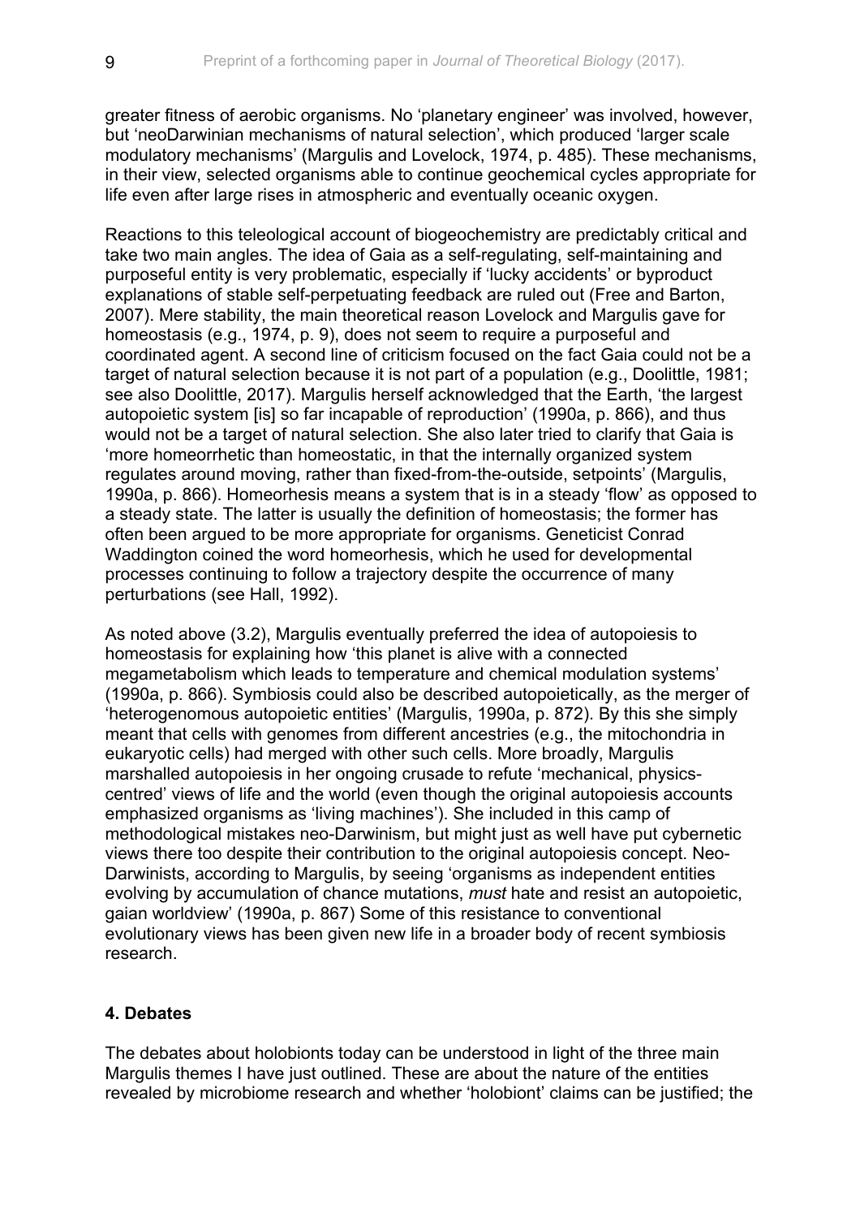greater fitness of aerobic organisms. No 'planetary engineer' was involved, however, but 'neoDarwinian mechanisms of natural selection', which produced 'larger scale modulatory mechanisms' (Margulis and Lovelock, 1974, p. 485). These mechanisms, in their view, selected organisms able to continue geochemical cycles appropriate for life even after large rises in atmospheric and eventually oceanic oxygen.

Reactions to this teleological account of biogeochemistry are predictably critical and take two main angles. The idea of Gaia as a self-regulating, self-maintaining and purposeful entity is very problematic, especially if 'lucky accidents' or byproduct explanations of stable self-perpetuating feedback are ruled out (Free and Barton, 2007). Mere stability, the main theoretical reason Lovelock and Margulis gave for homeostasis (e.g., 1974, p. 9), does not seem to require a purposeful and coordinated agent. A second line of criticism focused on the fact Gaia could not be a target of natural selection because it is not part of a population (e.g., Doolittle, 1981; see also Doolittle, 2017). Margulis herself acknowledged that the Earth, 'the largest autopoietic system [is] so far incapable of reproduction' (1990a, p. 866), and thus would not be a target of natural selection. She also later tried to clarify that Gaia is 'more homeorrhetic than homeostatic, in that the internally organized system regulates around moving, rather than fixed-from-the-outside, setpoints' (Margulis, 1990a, p. 866). Homeorhesis means a system that is in a steady 'flow' as opposed to a steady state. The latter is usually the definition of homeostasis; the former has often been argued to be more appropriate for organisms. Geneticist Conrad Waddington coined the word homeorhesis, which he used for developmental processes continuing to follow a trajectory despite the occurrence of many perturbations (see Hall, 1992).

As noted above (3.2), Margulis eventually preferred the idea of autopoiesis to homeostasis for explaining how 'this planet is alive with a connected megametabolism which leads to temperature and chemical modulation systems' (1990a, p. 866). Symbiosis could also be described autopoietically, as the merger of 'heterogenomous autopoietic entities' (Margulis, 1990a, p. 872). By this she simply meant that cells with genomes from different ancestries (e.g., the mitochondria in eukaryotic cells) had merged with other such cells. More broadly, Margulis marshalled autopoiesis in her ongoing crusade to refute 'mechanical, physics-centred' views of life and the world (even though the original autopoiesis accounts emphasized organisms as 'living machines'). She included in this camp of methodological mistakes neo-Darwinism, but might just as well have put cybernetic views there too despite their contribution to the original autopoiesis concept. Neo-Darwinists, according to Margulis, by seeing 'organisms as independent entities evolving by accumulation of chance mutations, *must* hate and resist an autopoietic, gaian worldview' (1990a, p. 867) Some of this resistance to conventional evolutionary views has been given new life in a broader body of recent symbiosis research.

## 4. Debates

The debates about holobionts today can be understood in light of the three main Margulis themes I have just outlined. These are about the nature of the entities revealed by microbiome research and whether 'holobiont' claims can be justified; the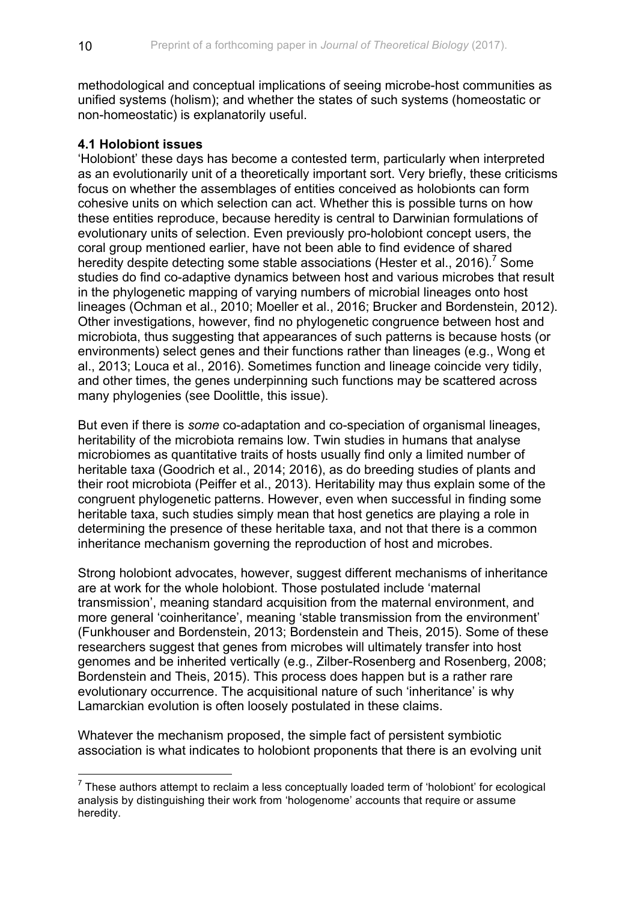methodological and conceptual implications of seeing microbe-host communities as unified systems (holism); and whether the states of such systems (homeostatic or non-homeostatic) is explanatorily useful.

### 4.1 Holobiont issues

'Holobiont' these days has become a contested term, particularly when interpreted as an evolutionarily unit of a theoretically important sort. Very briefly, these criticisms focus on whether the assemblages of entities conceived as holobionts can form cohesive units on which selection can act. Whether this is possible turns on how these entities reproduce, because heredity is central to Darwinian formulations of evolutionary units of selection. Even previously pro-holobiont concept users, the coral group mentioned earlier, have not been able to find evidence of shared heredity despite detecting some stable associations (Hester et al., 2016).[7] Some studies do find co-adaptive dynamics between host and various microbes that result in the phylogenetic mapping of varying numbers of microbial lineages onto host lineages (Ochman et al., 2010; Moeller et al., 2016; Brucker and Bordenstein, 2012). Other investigations, however, find no phylogenetic congruence between host and microbiota, thus suggesting that appearances of such patterns is because hosts (or environments) select genes and their functions rather than lineages (e.g., Wong et al., 2013; Louca et al., 2016). Sometimes function and lineage coincide very tidily, and other times, the genes underpinning such functions may be scattered across many phylogenies (see Doolittle, this issue).

But even if there is *some* co-adaptation and co-speciation of organismal lineages, heritability of the microbiota remains low. Twin studies in humans that analyse microbiomes as quantitative traits of hosts usually find only a limited number of heritable taxa (Goodrich et al., 2014; 2016), as do breeding studies of plants and their root microbiota (Peiffer et al., 2013). Heritability may thus explain some of the congruent phylogenetic patterns. However, even when successful in finding some heritable taxa, such studies simply mean that host genetics are playing a role in determining the presence of these heritable taxa, and not that there is a common inheritance mechanism governing the reproduction of host and microbes.

Strong holobiont advocates, however, suggest different mechanisms of inheritance are at work for the whole holobiont. Those postulated include 'maternal transmission', meaning standard acquisition from the maternal environment, and more general 'coinheritance', meaning 'stable transmission from the environment' (Funkhouser and Bordenstein, 2013; Bordenstein and Theis, 2015). Some of these researchers suggest that genes from microbes will ultimately transfer into host genomes and be inherited vertically (e.g., Zilber-Rosenberg and Rosenberg, 2008; Bordenstein and Theis, 2015). This process does happen but is a rather rare evolutionary occurrence. The acquisitional nature of such 'inheritance' is why Lamarckian evolution is often loosely postulated in these claims.

Whatever the mechanism proposed, the simple fact of persistent symbiotic association is what indicates to holobiont proponents that there is an evolving unit

[7] These authors attempt to reclaim a less conceptually loaded term of 'holobiont' for ecological analysis by distinguishing their work from 'hologenome' accounts that require or assume heredity.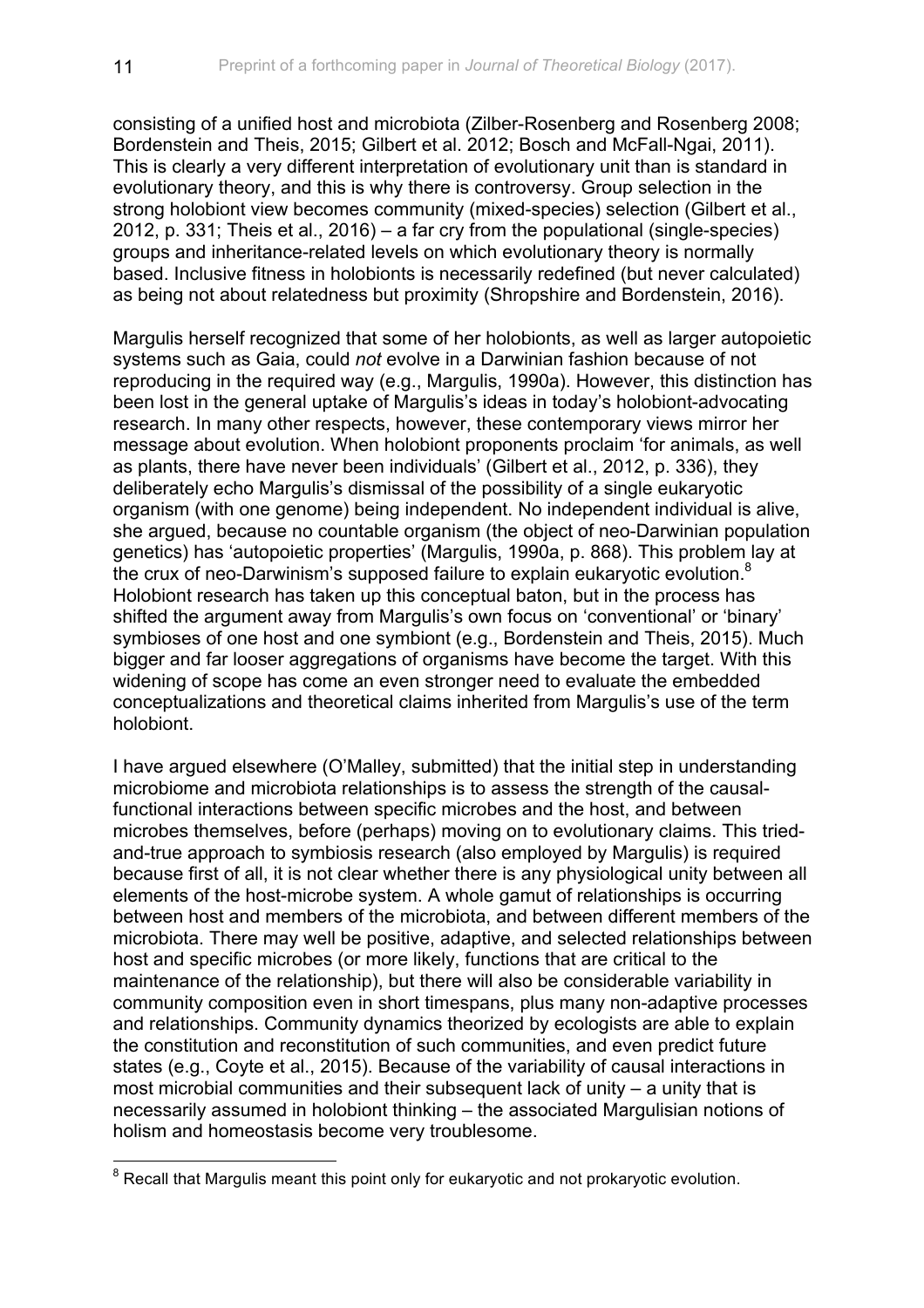consisting of a unified host and microbiota (Zilber-Rosenberg and Rosenberg 2008; Bordenstein and Theis, 2015; Gilbert et al. 2012; Bosch and McFall-Ngai, 2011). This is clearly a very different interpretation of evolutionary unit than is standard in evolutionary theory, and this is why there is controversy. Group selection in the strong holobiont view becomes community (mixed-species) selection (Gilbert et al., 2012, p. 331; Theis et al., 2016) – a far cry from the populational (single-species) groups and inheritance-related levels on which evolutionary theory is normally based. Inclusive fitness in holobionts is necessarily redefined (but never calculated) as being not about relatedness but proximity (Shropshire and Bordenstein, 2016).

Margulis herself recognized that some of her holobionts, as well as larger autopoietic systems such as Gaia, could *not* evolve in a Darwinian fashion because of not reproducing in the required way (e.g., Margulis, 1990a). However, this distinction has been lost in the general uptake of Margulis's ideas in today's holobiont-advocating research. In many other respects, however, these contemporary views mirror her message about evolution. When holobiont proponents proclaim 'for animals, as well as plants, there have never been individuals' (Gilbert et al., 2012, p. 336), they deliberately echo Margulis's dismissal of the possibility of a single eukaryotic organism (with one genome) being independent. No independent individual is alive, she argued, because no countable organism (the object of neo-Darwinian population genetics) has 'autopoietic properties' (Margulis, 1990a, p. 868). This problem lay at the crux of neo-Darwinism's supposed failure to explain eukaryotic evolution.[8] Holobiont research has taken up this conceptual baton, but in the process has shifted the argument away from Margulis's own focus on 'conventional' or 'binary' symbioses of one host and one symbiont (e.g., Bordenstein and Theis, 2015). Much bigger and far looser aggregations of organisms have become the target. With this widening of scope has come an even stronger need to evaluate the embedded conceptualizations and theoretical claims inherited from Margulis's use of the term holobiont.

I have argued elsewhere (O'Malley, submitted) that the initial step in understanding microbiome and microbiota relationships is to assess the strength of the causal-functional interactions between specific microbes and the host, and between microbes themselves, before (perhaps) moving on to evolutionary claims. This tried-and-true approach to symbiosis research (also employed by Margulis) is required because first of all, it is not clear whether there is any physiological unity between all elements of the host-microbe system. A whole gamut of relationships is occurring between host and members of the microbiota, and between different members of the microbiota. There may well be positive, adaptive, and selected relationships between host and specific microbes (or more likely, functions that are critical to the maintenance of the relationship), but there will also be considerable variability in community composition even in short timespans, plus many non-adaptive processes and relationships. Community dynamics theorized by ecologists are able to explain the constitution and reconstitution of such communities, and even predict future states (e.g., Coyte et al., 2015). Because of the variability of causal interactions in most microbial communities and their subsequent lack of unity – a unity that is necessarily assumed in holobiont thinking – the associated Margulisian notions of holism and homeostasis become very troublesome.

[8] Recall that Margulis meant this point only for eukaryotic and not prokaryotic evolution.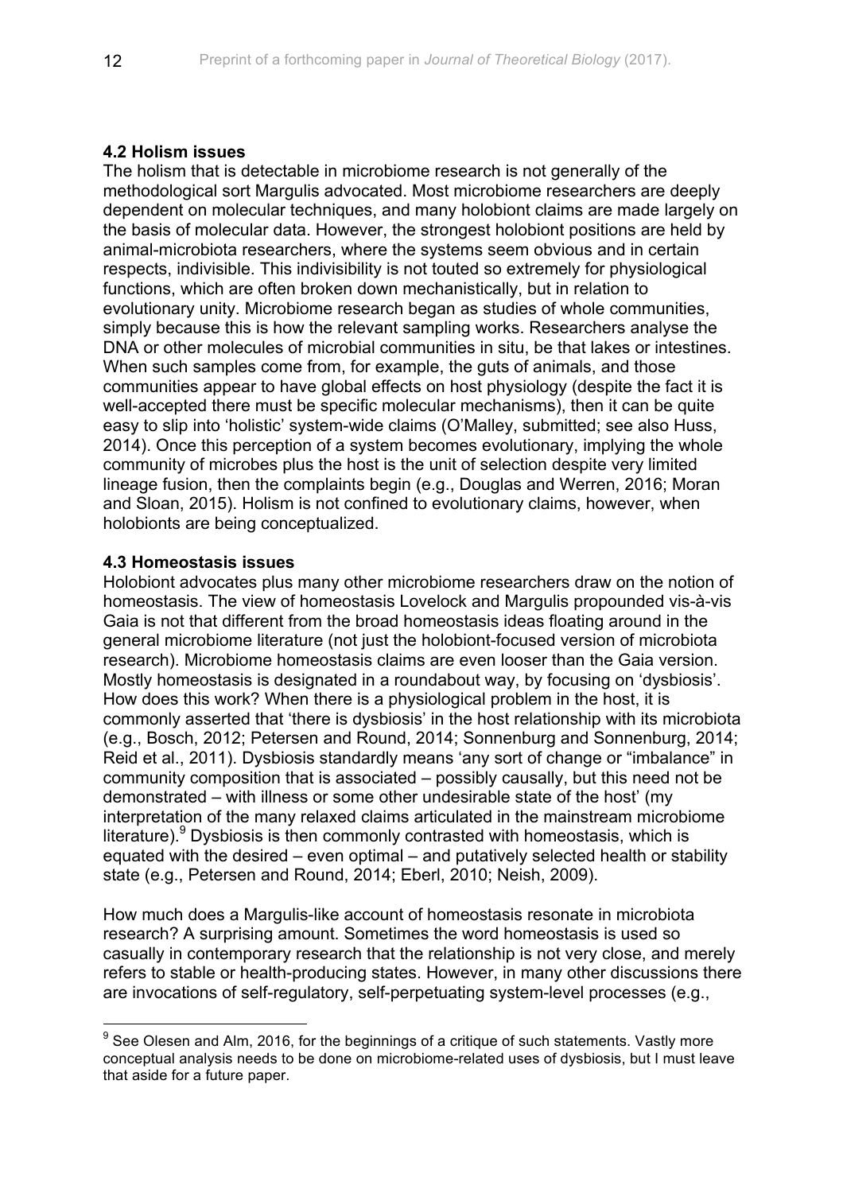### 4.2 Holism issues

The holism that is detectable in microbiome research is not generally of the methodological sort Margulis advocated. Most microbiome researchers are deeply dependent on molecular techniques, and many holobiont claims are made largely on the basis of molecular data. However, the strongest holobiont positions are held by animal-microbiota researchers, where the systems seem obvious and in certain respects, indivisible. This indivisibility is not touted so extremely for physiological functions, which are often broken down mechanistically, but in relation to evolutionary unity. Microbiome research began as studies of whole communities, simply because this is how the relevant sampling works. Researchers analyse the DNA or other molecules of microbial communities in situ, be that lakes or intestines. When such samples come from, for example, the guts of animals, and those communities appear to have global effects on host physiology (despite the fact it is well-accepted there must be specific molecular mechanisms), then it can be quite easy to slip into 'holistic' system-wide claims (O'Malley, submitted; see also Huss, 2014). Once this perception of a system becomes evolutionary, implying the whole community of microbes plus the host is the unit of selection despite very limited lineage fusion, then the complaints begin (e.g., Douglas and Werren, 2016; Moran and Sloan, 2015). Holism is not confined to evolutionary claims, however, when holobionts are being conceptualized.

### 4.3 Homeostasis issues

Holobiont advocates plus many other microbiome researchers draw on the notion of homeostasis. The view of homeostasis Lovelock and Margulis propounded vis-à-vis Gaia is not that different from the broad homeostasis ideas floating around in the general microbiome literature (not just the holobiont-focused version of microbiota research). Microbiome homeostasis claims are even looser than the Gaia version. Mostly homeostasis is designated in a roundabout way, by focusing on 'dysbiosis'. How does this work? When there is a physiological problem in the host, it is commonly asserted that 'there is dysbiosis' in the host relationship with its microbiota (e.g., Bosch, 2012; Petersen and Round, 2014; Sonnenburg and Sonnenburg, 2014; Reid et al., 2011). Dysbiosis standardly means 'any sort of change or "imbalance" in community composition that is associated – possibly causally, but this need not be demonstrated – with illness or some other undesirable state of the host' (my interpretation of the many relaxed claims articulated in the mainstream microbiome literature).[9] Dysbiosis is then commonly contrasted with homeostasis, which is equated with the desired – even optimal – and putatively selected health or stability state (e.g., Petersen and Round, 2014; Eberl, 2010; Neish, 2009).

How much does a Margulis-like account of homeostasis resonate in microbiota research? A surprising amount. Sometimes the word homeostasis is used so casually in contemporary research that the relationship is not very close, and merely refers to stable or health-producing states. However, in many other discussions there are invocations of self-regulatory, self-perpetuating system-level processes (e.g.,

[9] See Olesen and Alm, 2016, for the beginnings of a critique of such statements. Vastly more conceptual analysis needs to be done on microbiome-related uses of dysbiosis, but I must leave that aside for a future paper.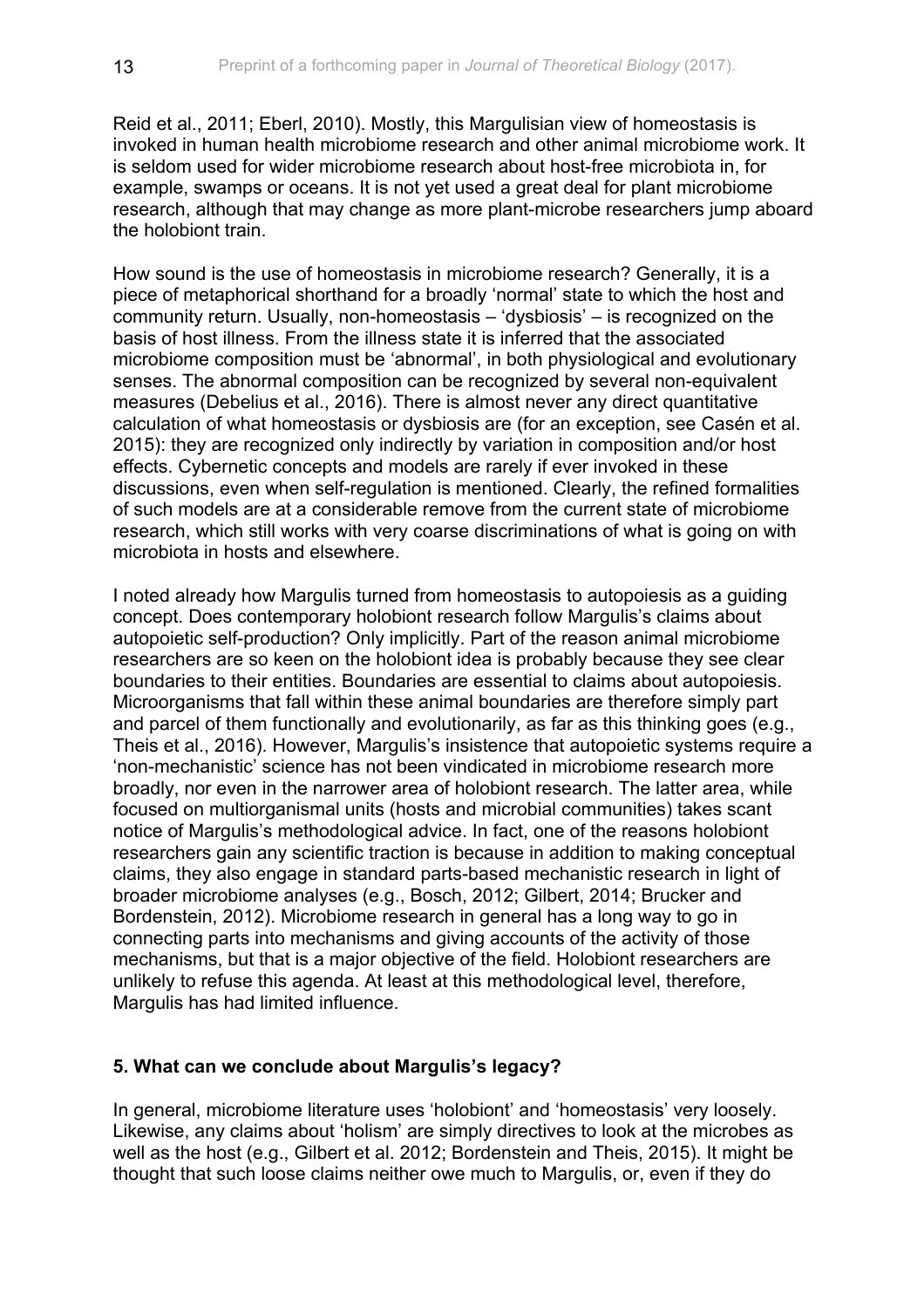Reid et al., 2011; Eberl, 2010). Mostly, this Margulisian view of homeostasis is invoked in human health microbiome research and other animal microbiome work. It is seldom used for wider microbiome research about host-free microbiota in, for example, swamps or oceans. It is not yet used a great deal for plant microbiome research, although that may change as more plant-microbe researchers jump aboard the holobiont train.

How sound is the use of homeostasis in microbiome research? Generally, it is a piece of metaphorical shorthand for a broadly 'normal' state to which the host and community return. Usually, non-homeostasis – 'dysbiosis' – is recognized on the basis of host illness. From the illness state it is inferred that the associated microbiome composition must be 'abnormal', in both physiological and evolutionary senses. The abnormal composition can be recognized by several non-equivalent measures (Debelius et al., 2016). There is almost never any direct quantitative calculation of what homeostasis or dysbiosis are (for an exception, see Casén et al. 2015): they are recognized only indirectly by variation in composition and/or host effects. Cybernetic concepts and models are rarely if ever invoked in these discussions, even when self-regulation is mentioned. Clearly, the refined formalities of such models are at a considerable remove from the current state of microbiome research, which still works with very coarse discriminations of what is going on with microbiota in hosts and elsewhere.

I noted already how Margulis turned from homeostasis to autopoiesis as a guiding concept. Does contemporary holobiont research follow Margulis's claims about autopoietic self-production? Only implicitly. Part of the reason animal microbiome researchers are so keen on the holobiont idea is probably because they see clear boundaries to their entities. Boundaries are essential to claims about autopoiesis. Microorganisms that fall within these animal boundaries are therefore simply part and parcel of them functionally and evolutionarily, as far as this thinking goes (e.g., Theis et al., 2016). However, Margulis's insistence that autopoietic systems require a 'non-mechanistic' science has not been vindicated in microbiome research more broadly, nor even in the narrower area of holobiont research. The latter area, while focused on multiorganismal units (hosts and microbial communities) takes scant notice of Margulis's methodological advice. In fact, one of the reasons holobiont researchers gain any scientific traction is because in addition to making conceptual claims, they also engage in standard parts-based mechanistic research in light of broader microbiome analyses (e.g., Bosch, 2012; Gilbert, 2014; Brucker and Bordenstein, 2012). Microbiome research in general has a long way to go in connecting parts into mechanisms and giving accounts of the activity of those mechanisms, but that is a major objective of the field. Holobiont researchers are unlikely to refuse this agenda. At least at this methodological level, therefore, Margulis has had limited influence.

## 5. What can we conclude about Margulis's legacy?

In general, microbiome literature uses 'holobiont' and 'homeostasis' very loosely. Likewise, any claims about 'holism' are simply directives to look at the microbes as well as the host (e.g., Gilbert et al. 2012; Bordenstein and Theis, 2015). It might be thought that such loose claims neither owe much to Margulis, or, even if they do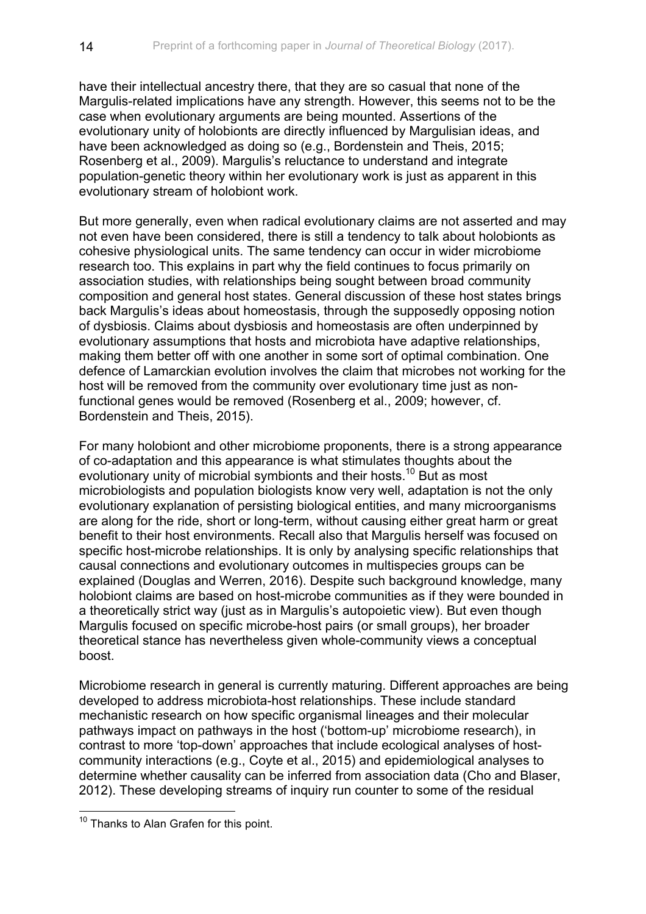have their intellectual ancestry there, that they are so casual that none of the Margulis-related implications have any strength. However, this seems not to be the case when evolutionary arguments are being mounted. Assertions of the evolutionary unity of holobionts are directly influenced by Margulisian ideas, and have been acknowledged as doing so (e.g., Bordenstein and Theis, 2015; Rosenberg et al., 2009). Margulis's reluctance to understand and integrate population-genetic theory within her evolutionary work is just as apparent in this evolutionary stream of holobiont work.

But more generally, even when radical evolutionary claims are not asserted and may not even have been considered, there is still a tendency to talk about holobionts as cohesive physiological units. The same tendency can occur in wider microbiome research too. This explains in part why the field continues to focus primarily on association studies, with relationships being sought between broad community composition and general host states. General discussion of these host states brings back Margulis's ideas about homeostasis, through the supposedly opposing notion of dysbiosis. Claims about dysbiosis and homeostasis are often underpinned by evolutionary assumptions that hosts and microbiota have adaptive relationships, making them better off with one another in some sort of optimal combination. One defence of Lamarckian evolution involves the claim that microbes not working for the host will be removed from the community over evolutionary time just as non-functional genes would be removed (Rosenberg et al., 2009; however, cf. Bordenstein and Theis, 2015).

For many holobiont and other microbiome proponents, there is a strong appearance of co-adaptation and this appearance is what stimulates thoughts about the evolutionary unity of microbial symbionts and their hosts.[10] But as most microbiologists and population biologists know very well, adaptation is not the only evolutionary explanation of persisting biological entities, and many microorganisms are along for the ride, short or long-term, without causing either great harm or great benefit to their host environments. Recall also that Margulis herself was focused on specific host-microbe relationships. It is only by analysing specific relationships that causal connections and evolutionary outcomes in multispecies groups can be explained (Douglas and Werren, 2016). Despite such background knowledge, many holobiont claims are based on host-microbe communities as if they were bounded in a theoretically strict way (just as in Margulis's autopoietic view). But even though Margulis focused on specific microbe-host pairs (or small groups), her broader theoretical stance has nevertheless given whole-community views a conceptual boost.

Microbiome research in general is currently maturing. Different approaches are being developed to address microbiota-host relationships. These include standard mechanistic research on how specific organismal lineages and their molecular pathways impact on pathways in the host ('bottom-up' microbiome research), in contrast to more 'top-down' approaches that include ecological analyses of host-community interactions (e.g., Coyte et al., 2015) and epidemiological analyses to determine whether causality can be inferred from association data (Cho and Blaser, 2012). These developing streams of inquiry run counter to some of the residual

[10] Thanks to Alan Grafen for this point.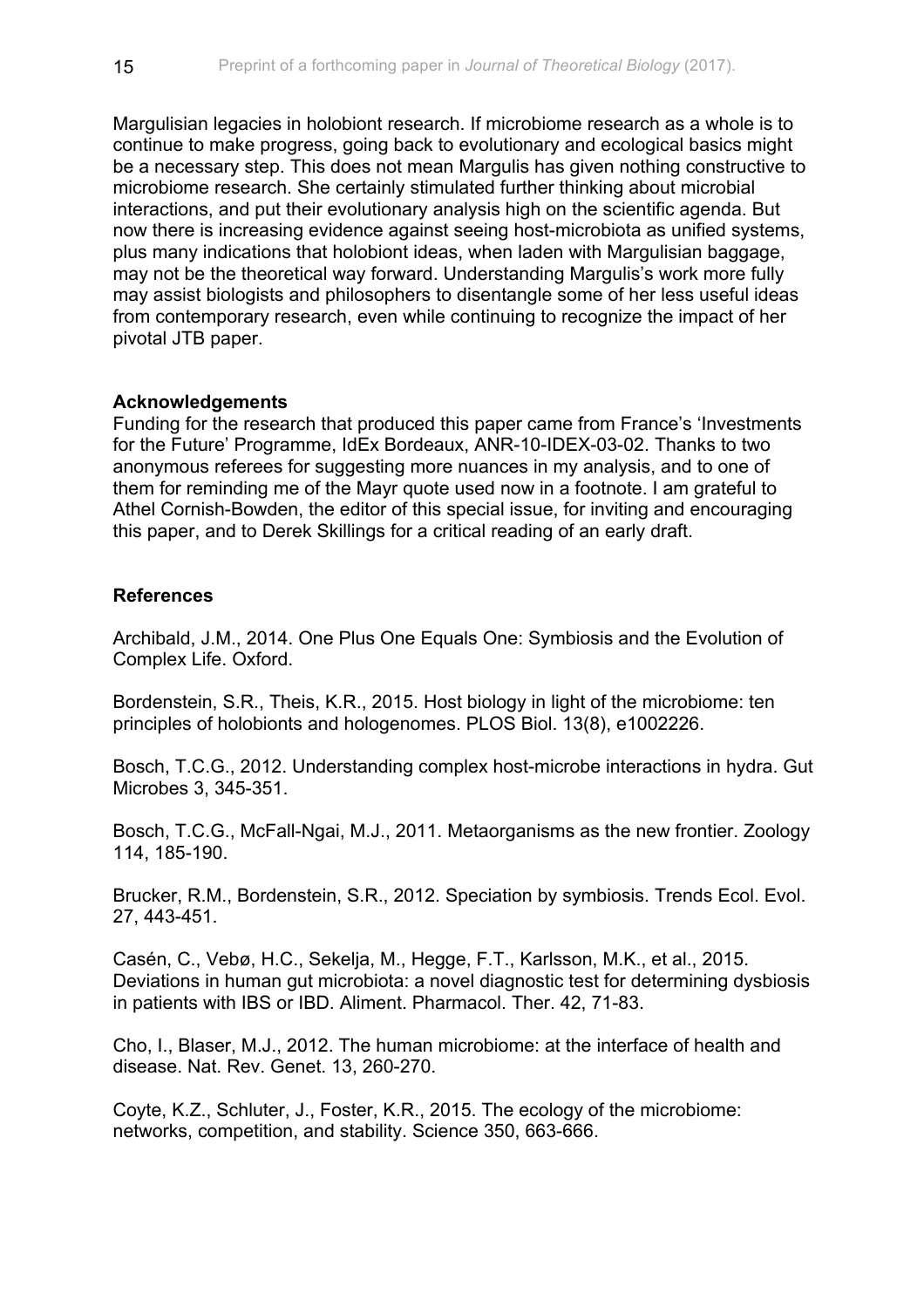Margulisian legacies in holobiont research. If microbiome research as a whole is to continue to make progress, going back to evolutionary and ecological basics might be a necessary step. This does not mean Margulis has given nothing constructive to microbiome research. She certainly stimulated further thinking about microbial interactions, and put their evolutionary analysis high on the scientific agenda. But now there is increasing evidence against seeing host-microbiota as unified systems, plus many indications that holobiont ideas, when laden with Margulisian baggage, may not be the theoretical way forward. Understanding Margulis's work more fully may assist biologists and philosophers to disentangle some of her less useful ideas from contemporary research, even while continuing to recognize the impact of her pivotal JTB paper.

## Acknowledgements

Funding for the research that produced this paper came from France's 'Investments for the Future' Programme, IdEx Bordeaux, ANR-10-IDEX-03-02. Thanks to two anonymous referees for suggesting more nuances in my analysis, and to one of them for reminding me of the Mayr quote used now in a footnote. I am grateful to Athel Cornish-Bowden, the editor of this special issue, for inviting and encouraging this paper, and to Derek Skillings for a critical reading of an early draft.

## References

Archibald, J.M., 2014. One Plus One Equals One: Symbiosis and the Evolution of Complex Life. Oxford.

Bordenstein, S.R., Theis, K.R., 2015. Host biology in light of the microbiome: ten principles of holobionts and hologenomes. PLOS Biol. 13(8), e1002226.

Bosch, T.C.G., 2012. Understanding complex host-microbe interactions in hydra. Gut Microbes 3, 345-351.

Bosch, T.C.G., McFall-Ngai, M.J., 2011. Metaorganisms as the new frontier. Zoology 114, 185-190.

Brucker, R.M., Bordenstein, S.R., 2012. Speciation by symbiosis. Trends Ecol. Evol. 27, 443-451.

Casén, C., Vebø, H.C., Sekelja, M., Hegge, F.T., Karlsson, M.K., et al., 2015. Deviations in human gut microbiota: a novel diagnostic test for determining dysbiosis in patients with IBS or IBD. Aliment. Pharmacol. Ther. 42, 71-83.

Cho, I., Blaser, M.J., 2012. The human microbiome: at the interface of health and disease. Nat. Rev. Genet. 13, 260-270.

Coyte, K.Z., Schluter, J., Foster, K.R., 2015. The ecology of the microbiome: networks, competition, and stability. Science 350, 663-666.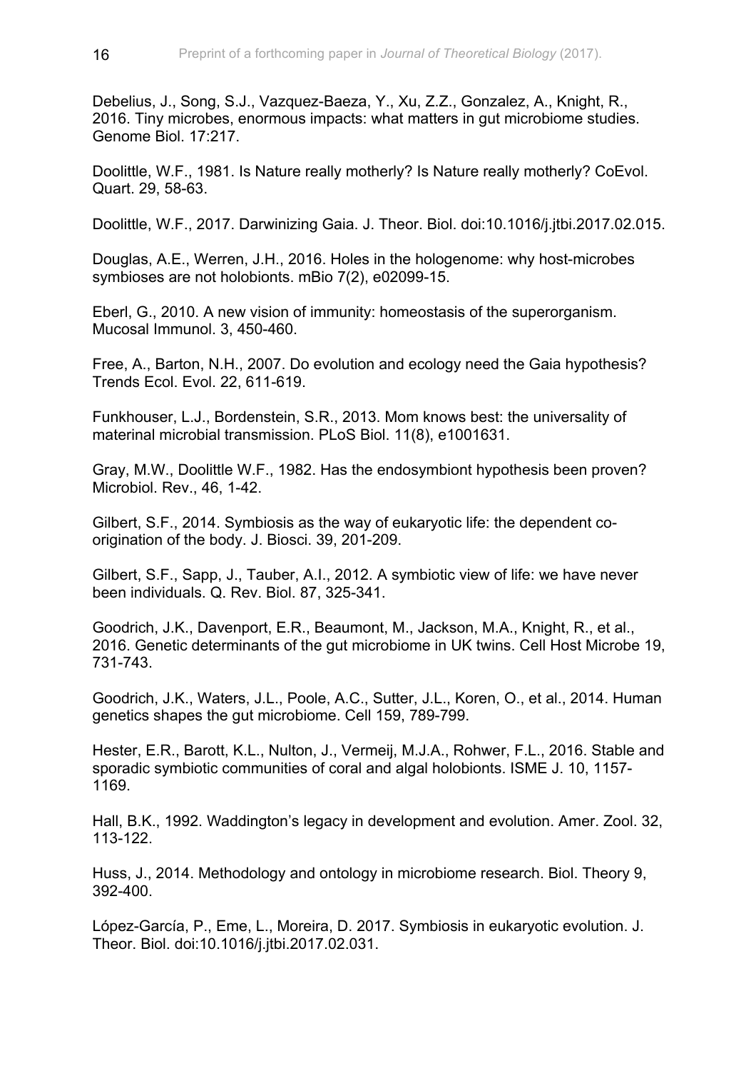Debelius, J., Song, S.J., Vazquez-Baeza, Y., Xu, Z.Z., Gonzalez, A., Knight, R., 2016. Tiny microbes, enormous impacts: what matters in gut microbiome studies. Genome Biol. 17:217.

Doolittle, W.F., 1981. Is Nature really motherly? Is Nature really motherly? CoEvol. Quart. 29, 58-63.

Doolittle, W.F., 2017. Darwinizing Gaia. J. Theor. Biol. doi:10.1016/j.jtbi.2017.02.015.

Douglas, A.E., Werren, J.H., 2016. Holes in the hologenome: why host-microbes symbioses are not holobionts. mBio 7(2), e02099-15.

Eberl, G., 2010. A new vision of immunity: homeostasis of the superorganism. Mucosal Immunol. 3, 450-460.

Free, A., Barton, N.H., 2007. Do evolution and ecology need the Gaia hypothesis? Trends Ecol. Evol. 22, 611-619.

Funkhouser, L.J., Bordenstein, S.R., 2013. Mom knows best: the universality of materinal microbial transmission. PLoS Biol. 11(8), e1001631.

Gray, M.W., Doolittle W.F., 1982. Has the endosymbiont hypothesis been proven? Microbiol. Rev., 46, 1-42.

Gilbert, S.F., 2014. Symbiosis as the way of eukaryotic life: the dependent co-origination of the body. J. Biosci. 39, 201-209.

Gilbert, S.F., Sapp, J., Tauber, A.I., 2012. A symbiotic view of life: we have never been individuals. Q. Rev. Biol. 87, 325-341.

Goodrich, J.K., Davenport, E.R., Beaumont, M., Jackson, M.A., Knight, R., et al., 2016. Genetic determinants of the gut microbiome in UK twins. Cell Host Microbe 19, 731-743.

Goodrich, J.K., Waters, J.L., Poole, A.C., Sutter, J.L., Koren, O., et al., 2014. Human genetics shapes the gut microbiome. Cell 159, 789-799.

Hester, E.R., Barott, K.L., Nulton, J., Vermeij, M.J.A., Rohwer, F.L., 2016. Stable and sporadic symbiotic communities of coral and algal holobionts. ISME J. 10, 1157-1169.

Hall, B.K., 1992. Waddington's legacy in development and evolution. Amer. Zool. 32, 113-122.

Huss, J., 2014. Methodology and ontology in microbiome research. Biol. Theory 9, 392-400.

López-García, P., Eme, L., Moreira, D. 2017. Symbiosis in eukaryotic evolution. J. Theor. Biol. doi:10.1016/j.jtbi.2017.02.031.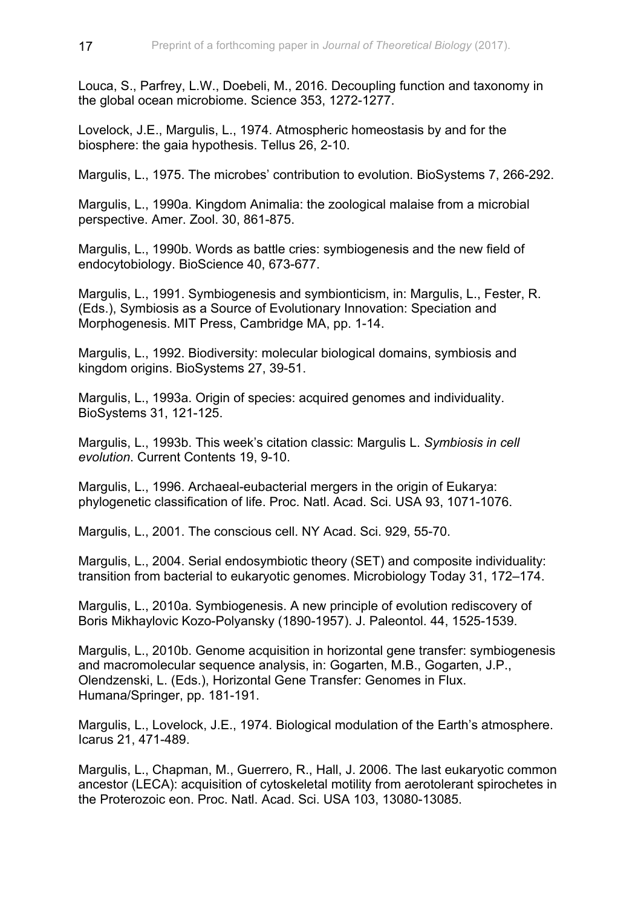Louca, S., Parfrey, L.W., Doebeli, M., 2016. Decoupling function and taxonomy in the global ocean microbiome. Science 353, 1272-1277.

Lovelock, J.E., Margulis, L., 1974. Atmospheric homeostasis by and for the biosphere: the gaia hypothesis. Tellus 26, 2-10.

Margulis, L., 1975. The microbes' contribution to evolution. BioSystems 7, 266-292.

Margulis, L., 1990a. Kingdom Animalia: the zoological malaise from a microbial perspective. Amer. Zool. 30, 861-875.

Margulis, L., 1990b. Words as battle cries: symbiogenesis and the new field of endocytobiology. BioScience 40, 673-677.

Margulis, L., 1991. Symbiogenesis and symbionticism, in: Margulis, L., Fester, R. (Eds.), Symbiosis as a Source of Evolutionary Innovation: Speciation and Morphogenesis. MIT Press, Cambridge MA, pp. 1-14.

Margulis, L., 1992. Biodiversity: molecular biological domains, symbiosis and kingdom origins. BioSystems 27, 39-51.

Margulis, L., 1993a. Origin of species: acquired genomes and individuality. BioSystems 31, 121-125.

Margulis, L., 1993b. This week's citation classic: Margulis L. *Symbiosis in cell evolution*. Current Contents 19, 9-10.

Margulis, L., 1996. Archaeal-eubacterial mergers in the origin of Eukarya: phylogenetic classification of life. Proc. Natl. Acad. Sci. USA 93, 1071-1076.

Margulis, L., 2001. The conscious cell. NY Acad. Sci. 929, 55-70.

Margulis, L., 2004. Serial endosymbiotic theory (SET) and composite individuality: transition from bacterial to eukaryotic genomes. Microbiology Today 31, 172–174.

Margulis, L., 2010a. Symbiogenesis. A new principle of evolution rediscovery of Boris Mikhaylovic Kozo-Polyansky (1890-1957). J. Paleontol. 44, 1525-1539.

Margulis, L., 2010b. Genome acquisition in horizontal gene transfer: symbiogenesis and macromolecular sequence analysis, in: Gogarten, M.B., Gogarten, J.P., Olendzenski, L. (Eds.), Horizontal Gene Transfer: Genomes in Flux. Humana/Springer, pp. 181-191.

Margulis, L., Lovelock, J.E., 1974. Biological modulation of the Earth's atmosphere. Icarus 21, 471-489.

Margulis, L., Chapman, M., Guerrero, R., Hall, J. 2006. The last eukaryotic common ancestor (LECA): acquisition of cytoskeletal motility from aerotolerant spirochetes in the Proterozoic eon. Proc. Natl. Acad. Sci. USA 103, 13080-13085.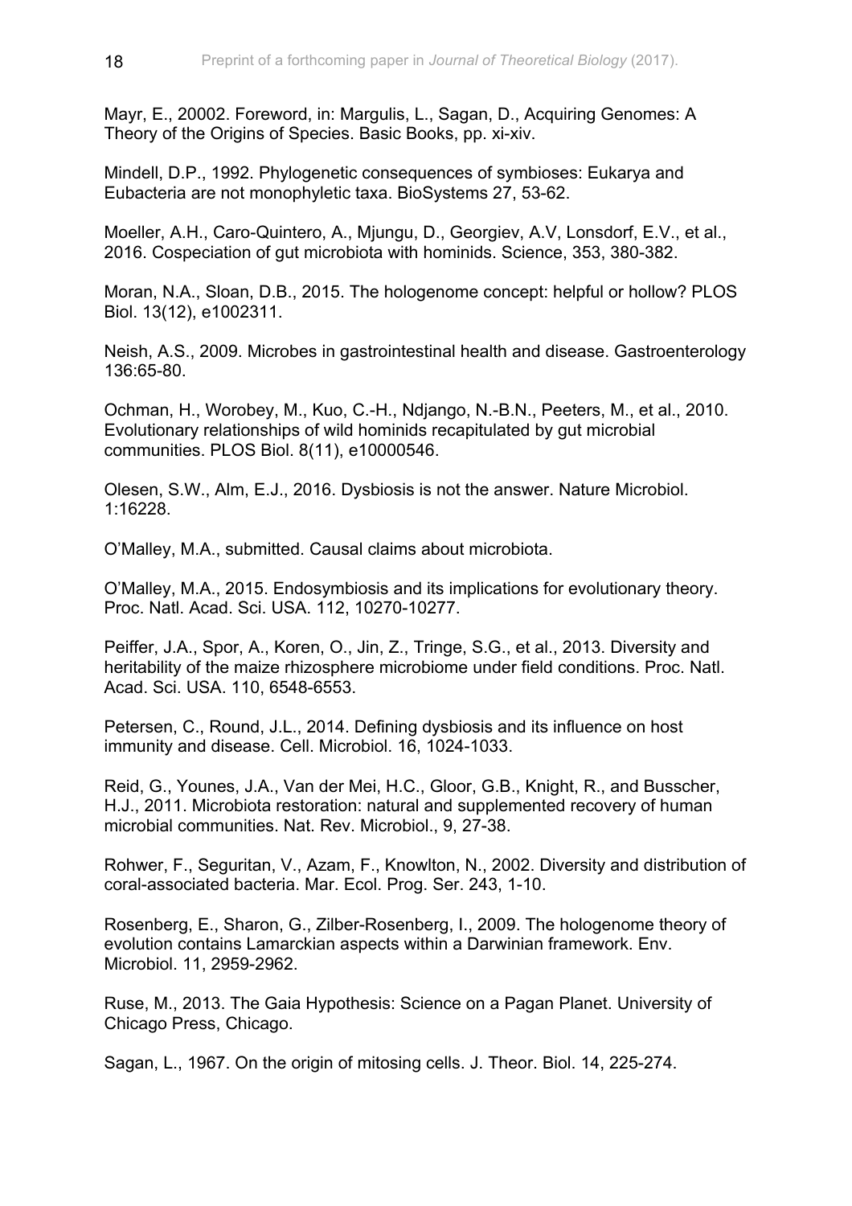Mayr, E., 20002. Foreword, in: Margulis, L., Sagan, D., Acquiring Genomes: A Theory of the Origins of Species. Basic Books, pp. xi-xiv.

Mindell, D.P., 1992. Phylogenetic consequences of symbioses: Eukarya and Eubacteria are not monophyletic taxa. BioSystems 27, 53-62.

Moeller, A.H., Caro-Quintero, A., Mjungu, D., Georgiev, A.V, Lonsdorf, E.V., et al., 2016. Cospeciation of gut microbiota with hominids. Science, 353, 380-382.

Moran, N.A., Sloan, D.B., 2015. The hologenome concept: helpful or hollow? PLOS Biol. 13(12), e1002311.

Neish, A.S., 2009. Microbes in gastrointestinal health and disease. Gastroenterology 136:65-80.

Ochman, H., Worobey, M., Kuo, C.-H., Ndjango, N.-B.N., Peeters, M., et al., 2010. Evolutionary relationships of wild hominids recapitulated by gut microbial communities. PLOS Biol. 8(11), e10000546.

Olesen, S.W., Alm, E.J., 2016. Dysbiosis is not the answer. Nature Microbiol. 1:16228.

O'Malley, M.A., submitted. Causal claims about microbiota.

O'Malley, M.A., 2015. Endosymbiosis and its implications for evolutionary theory. Proc. Natl. Acad. Sci. USA. 112, 10270-10277.

Peiffer, J.A., Spor, A., Koren, O., Jin, Z., Tringe, S.G., et al., 2013. Diversity and heritability of the maize rhizosphere microbiome under field conditions. Proc. Natl. Acad. Sci. USA. 110, 6548-6553.

Petersen, C., Round, J.L., 2014. Defining dysbiosis and its influence on host immunity and disease. Cell. Microbiol. 16, 1024-1033.

Reid, G., Younes, J.A., Van der Mei, H.C., Gloor, G.B., Knight, R., and Busscher, H.J., 2011. Microbiota restoration: natural and supplemented recovery of human microbial communities. Nat. Rev. Microbiol., 9, 27-38.

Rohwer, F., Seguritan, V., Azam, F., Knowlton, N., 2002. Diversity and distribution of coral-associated bacteria. Mar. Ecol. Prog. Ser. 243, 1-10.

Rosenberg, E., Sharon, G., Zilber-Rosenberg, I., 2009. The hologenome theory of evolution contains Lamarckian aspects within a Darwinian framework. Env. Microbiol. 11, 2959-2962.

Ruse, M., 2013. The Gaia Hypothesis: Science on a Pagan Planet. University of Chicago Press, Chicago.

Sagan, L., 1967. On the origin of mitosing cells. J. Theor. Biol. 14, 225-274.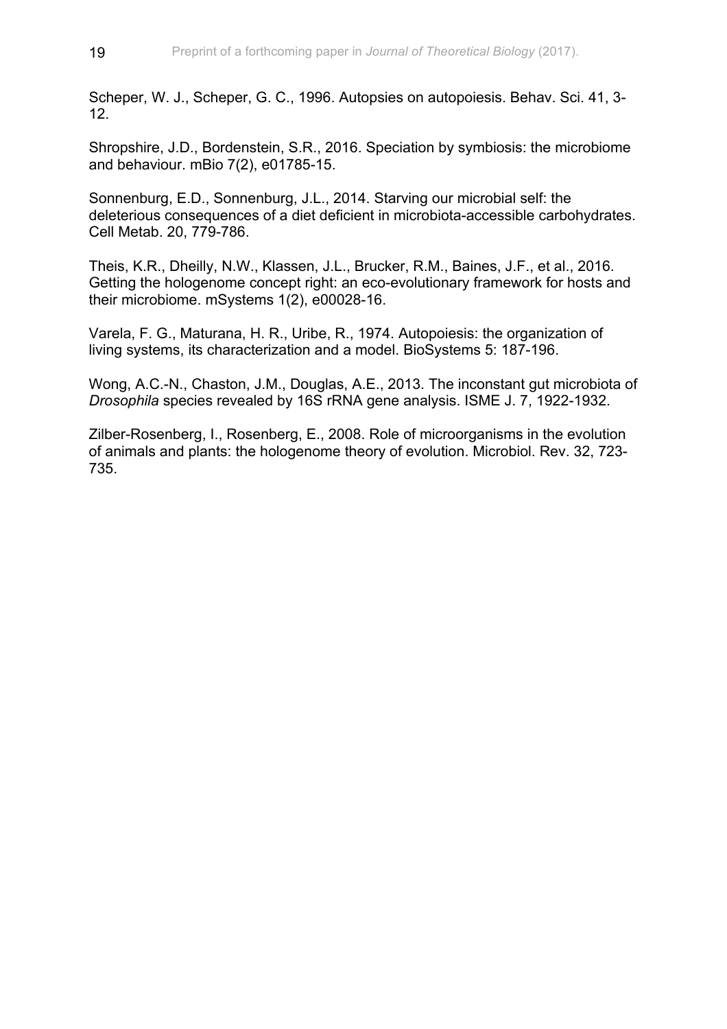Scheper, W. J., Scheper, G. C., 1996. Autopsies on autopoiesis. Behav. Sci. 41, 3-12.

Shropshire, J.D., Bordenstein, S.R., 2016. Speciation by symbiosis: the microbiome and behaviour. mBio 7(2), e01785-15.

Sonnenburg, E.D., Sonnenburg, J.L., 2014. Starving our microbial self: the deleterious consequences of a diet deficient in microbiota-accessible carbohydrates. Cell Metab. 20, 779-786.

Theis, K.R., Dheilly, N.W., Klassen, J.L., Brucker, R.M., Baines, J.F., et al., 2016. Getting the hologenome concept right: an eco-evolutionary framework for hosts and their microbiome. mSystems 1(2), e00028-16.

Varela, F. G., Maturana, H. R., Uribe, R., 1974. Autopoiesis: the organization of living systems, its characterization and a model. BioSystems 5: 187-196.

Wong, A.C.-N., Chaston, J.M., Douglas, A.E., 2013. The inconstant gut microbiota of *Drosophila* species revealed by 16S rRNA gene analysis. ISME J. 7, 1922-1932.

Zilber-Rosenberg, I., Rosenberg, E., 2008. Role of microorganisms in the evolution of animals and plants: the hologenome theory of evolution. Microbiol. Rev. 32, 723-735.